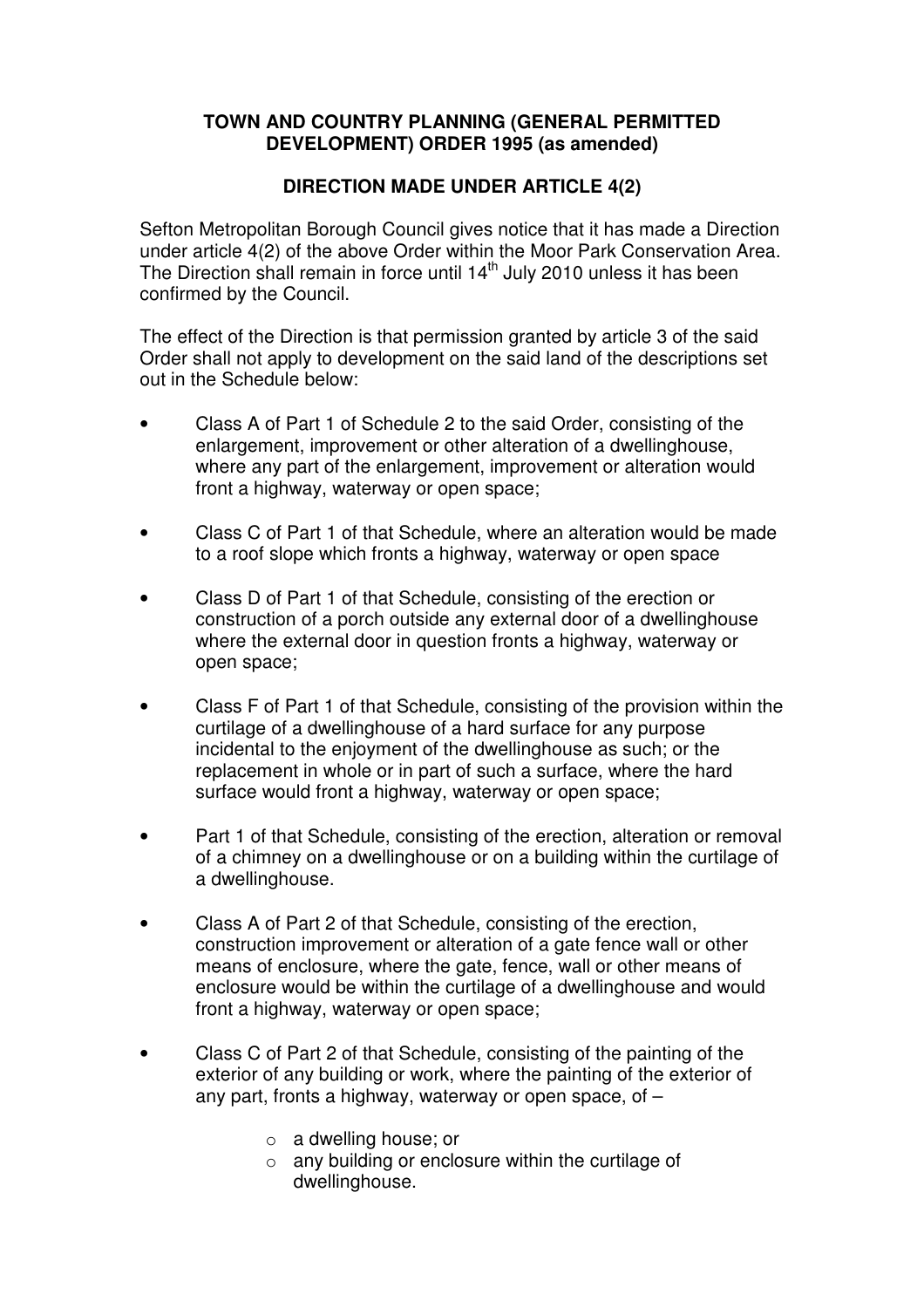**TOWN AND COUNTRY PLANNING (GENERAL PERMITTED DEVELOPMENT) ORDER 1995 (as amended)**

**DIRECTION MADE UNDER ARTICLE 4(2)**

Sefton Metropolitan Borough Council gives notice that it has made a Direction under article 4(2) of the above Order within the Moor Park Conservation Area. The Direction shall remain in force until 14th July 2010 unless it has been confirmed by the Council.

The effect of the Direction is that permission granted by article 3 of the said Order shall not apply to development on the said land of the descriptions set out in the Schedule below:

- Class A of Part 1 of Schedule 2 to the said Order, consisting of the enlargement, improvement or other alteration of a dwellinghouse, where any part of the enlargement, improvement or alteration would front a highway, waterway or open space;
- Class C of Part 1 of that Schedule, where an alteration would be made to a roof slope which fronts a highway, waterway or open space
- Class D of Part 1 of that Schedule, consisting of the erection or construction of a porch outside any external door of a dwellinghouse where the external door in question fronts a highway, waterway or open space;
- Class F of Part 1 of that Schedule, consisting of the provision within the curtilage of a dwellinghouse of a hard surface for any purpose incidental to the enjoyment of the dwellinghouse as such; or the replacement in whole or in part of such a surface, where the hard surface would front a highway, waterway or open space;
- Part 1 of that Schedule, consisting of the erection, alteration or removal of a chimney on a dwellinghouse or on a building within the curtilage of a dwellinghouse.
- Class A of Part 2 of that Schedule, consisting of the erection, construction improvement or alteration of a gate fence wall or other means of enclosure, where the gate, fence, wall or other means of enclosure would be within the curtilage of a dwellinghouse and would front a highway, waterway or open space;
- Class C of Part 2 of that Schedule, consisting of the painting of the exterior of any building or work, where the painting of the exterior of any part, fronts a highway, waterway or open space, of –
    - a dwelling house; or
    - any building or enclosure within the curtilage of dwellinghouse.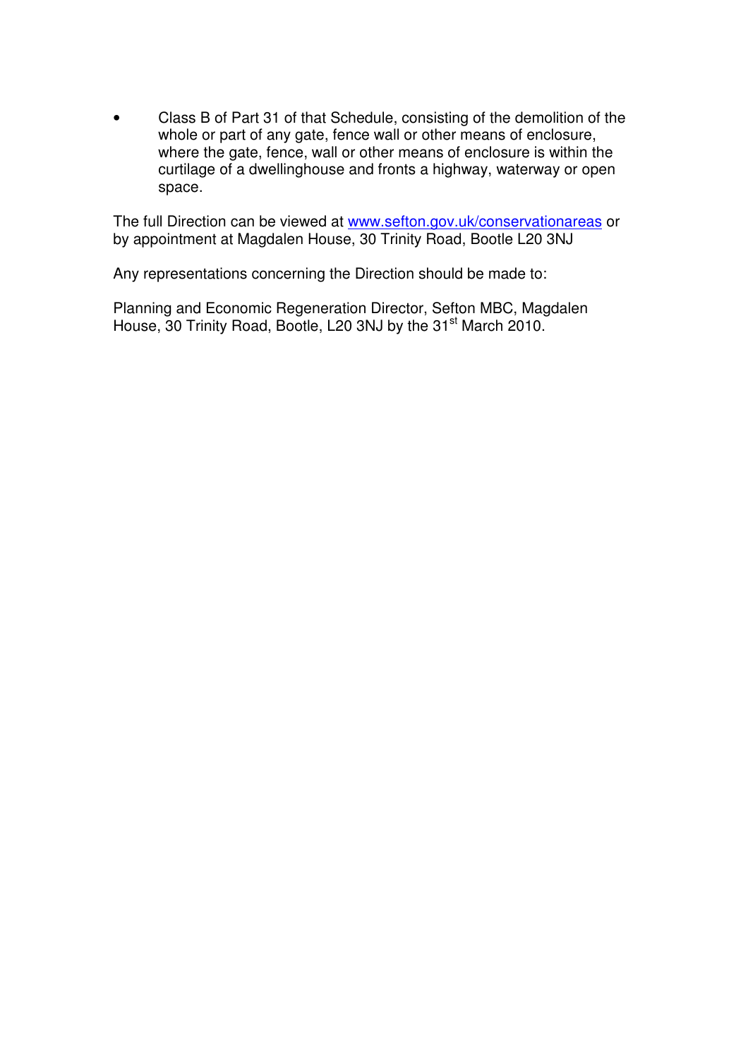- Class B of Part 31 of that Schedule, consisting of the demolition of the whole or part of any gate, fence wall or other means of enclosure, where the gate, fence, wall or other means of enclosure is within the curtilage of a dwellinghouse and fronts a highway, waterway or open space.

The full Direction can be viewed at www.sefton.gov.uk/conservationareas or by appointment at Magdalen House, 30 Trinity Road, Bootle L20 3NJ

Any representations concerning the Direction should be made to:

Planning and Economic Regeneration Director, Sefton MBC, Magdalen House, 30 Trinity Road, Bootle, L20 3NJ by the 31st March 2010.